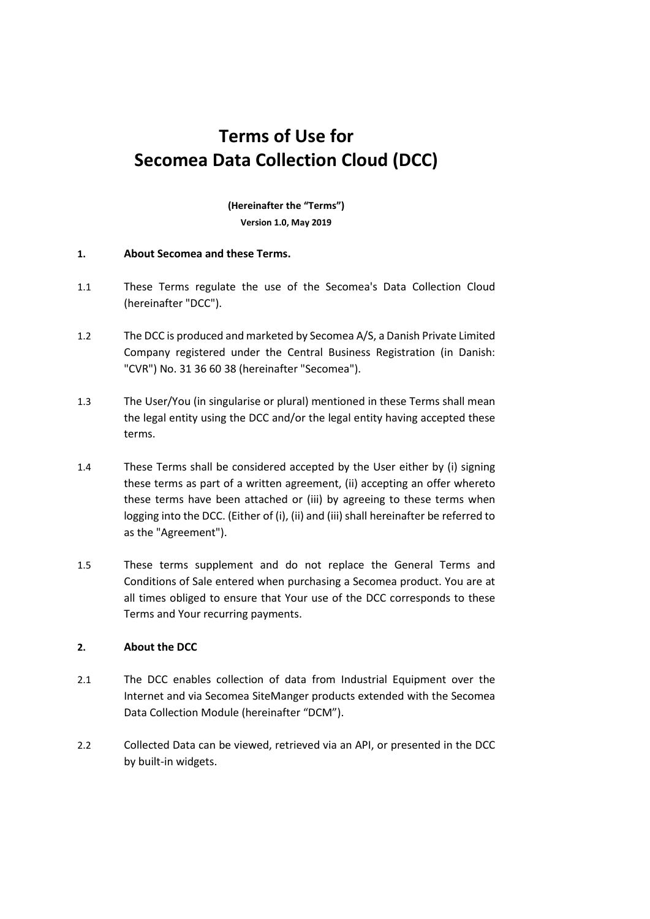# Terms of Use for Secomea Data Collection Cloud (DCC)

**(Hereinafter the "Terms")**

**Version 1.0, May 2019**

## 1. About Secomea and these Terms.

1.1 These Terms regulate the use of the Secomea's Data Collection Cloud (hereinafter "DCC").

1.2 The DCC is produced and marketed by Secomea A/S, a Danish Private Limited Company registered under the Central Business Registration (in Danish: "CVR") No. 31 36 60 38 (hereinafter "Secomea").

1.3 The User/You (in singularise or plural) mentioned in these Terms shall mean the legal entity using the DCC and/or the legal entity having accepted these terms.

1.4 These Terms shall be considered accepted by the User either by (i) signing these terms as part of a written agreement, (ii) accepting an offer whereto these terms have been attached or (iii) by agreeing to these terms when logging into the DCC. (Either of (i), (ii) and (iii) shall hereinafter be referred to as the "Agreement").

1.5 These terms supplement and do not replace the General Terms and Conditions of Sale entered when purchasing a Secomea product. You are at all times obliged to ensure that Your use of the DCC corresponds to these Terms and Your recurring payments.

## 2. About the DCC

2.1 The DCC enables collection of data from Industrial Equipment over the Internet and via Secomea SiteManger products extended with the Secomea Data Collection Module (hereinafter "DCM").

2.2 Collected Data can be viewed, retrieved via an API, or presented in the DCC by built-in widgets.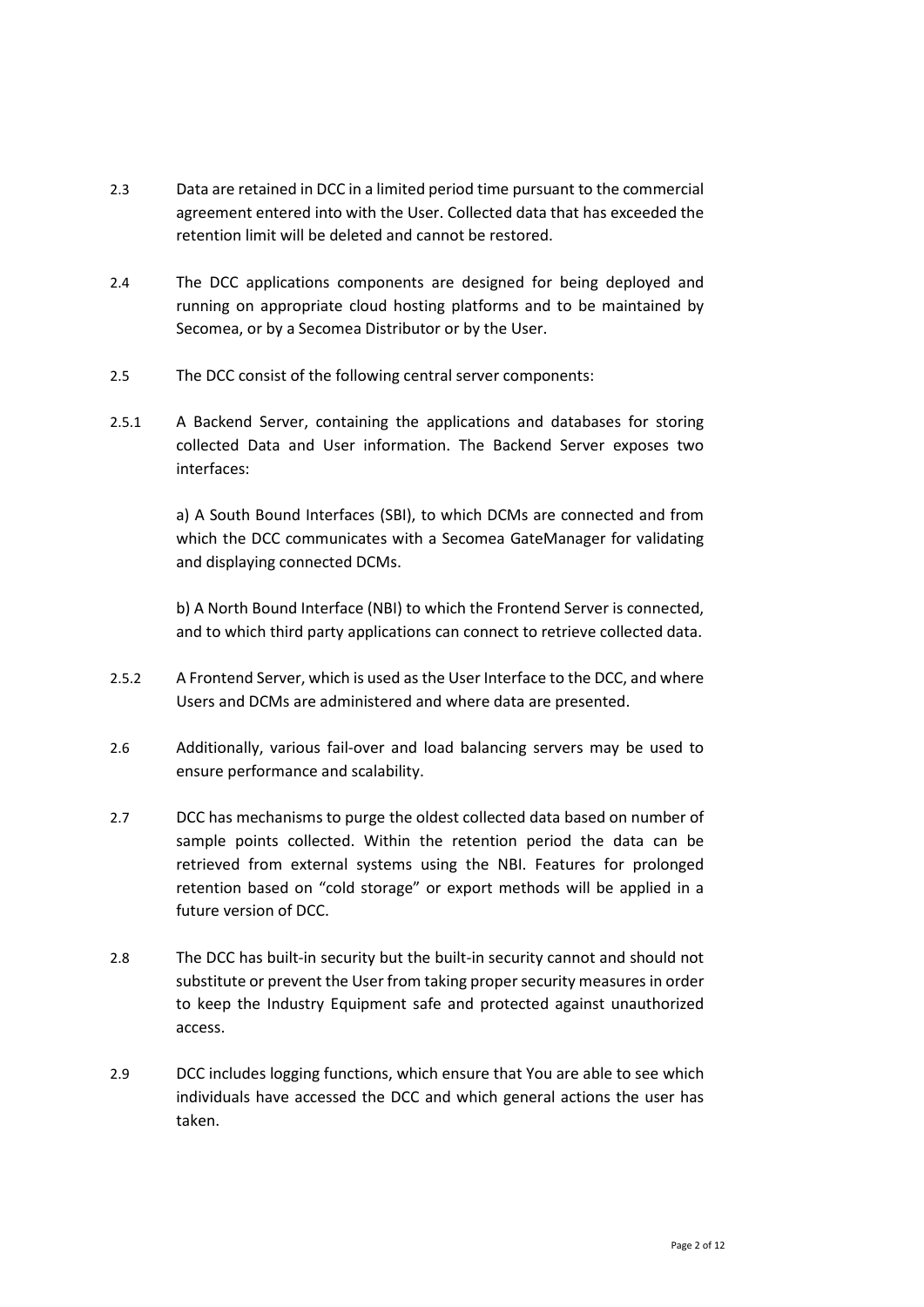2.3 Data are retained in DCC in a limited period time pursuant to the commercial agreement entered into with the User. Collected data that has exceeded the retention limit will be deleted and cannot be restored.

2.4 The DCC applications components are designed for being deployed and running on appropriate cloud hosting platforms and to be maintained by Secomea, or by a Secomea Distributor or by the User.

2.5 The DCC consist of the following central server components:

2.5.1 A Backend Server, containing the applications and databases for storing collected Data and User information. The Backend Server exposes two interfaces:

a) A South Bound Interfaces (SBI), to which DCMs are connected and from which the DCC communicates with a Secomea GateManager for validating and displaying connected DCMs.

b) A North Bound Interface (NBI) to which the Frontend Server is connected, and to which third party applications can connect to retrieve collected data.

2.5.2 A Frontend Server, which is used as the User Interface to the DCC, and where Users and DCMs are administered and where data are presented.

2.6 Additionally, various fail-over and load balancing servers may be used to ensure performance and scalability.

2.7 DCC has mechanisms to purge the oldest collected data based on number of sample points collected. Within the retention period the data can be retrieved from external systems using the NBI. Features for prolonged retention based on "cold storage" or export methods will be applied in a future version of DCC.

2.8 The DCC has built-in security but the built-in security cannot and should not substitute or prevent the User from taking proper security measures in order to keep the Industry Equipment safe and protected against unauthorized access.

2.9 DCC includes logging functions, which ensure that You are able to see which individuals have accessed the DCC and which general actions the user has taken.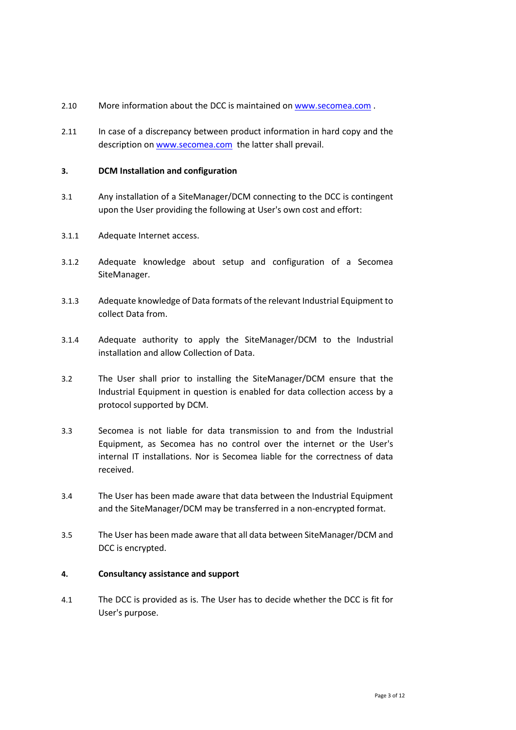2.10 More information about the DCC is maintained on [www.secomea.com](http://www.secomea.com) .

2.11 In case of a discrepancy between product information in hard copy and the description on [www.secomea.com](http://www.secomea.com) the latter shall prevail.

**3. DCM Installation and configuration**

3.1 Any installation of a SiteManager/DCM connecting to the DCC is contingent upon the User providing the following at User's own cost and effort:

3.1.1 Adequate Internet access.

3.1.2 Adequate knowledge about setup and configuration of a Secomea SiteManager.

3.1.3 Adequate knowledge of Data formats of the relevant Industrial Equipment to collect Data from.

3.1.4 Adequate authority to apply the SiteManager/DCM to the Industrial installation and allow Collection of Data.

3.2 The User shall prior to installing the SiteManager/DCM ensure that the Industrial Equipment in question is enabled for data collection access by a protocol supported by DCM.

3.3 Secomea is not liable for data transmission to and from the Industrial Equipment, as Secomea has no control over the internet or the User's internal IT installations. Nor is Secomea liable for the correctness of data received.

3.4 The User has been made aware that data between the Industrial Equipment and the SiteManager/DCM may be transferred in a non-encrypted format.

3.5 The User has been made aware that all data between SiteManager/DCM and DCC is encrypted.

**4. Consultancy assistance and support**

4.1 The DCC is provided as is. The User has to decide whether the DCC is fit for User's purpose.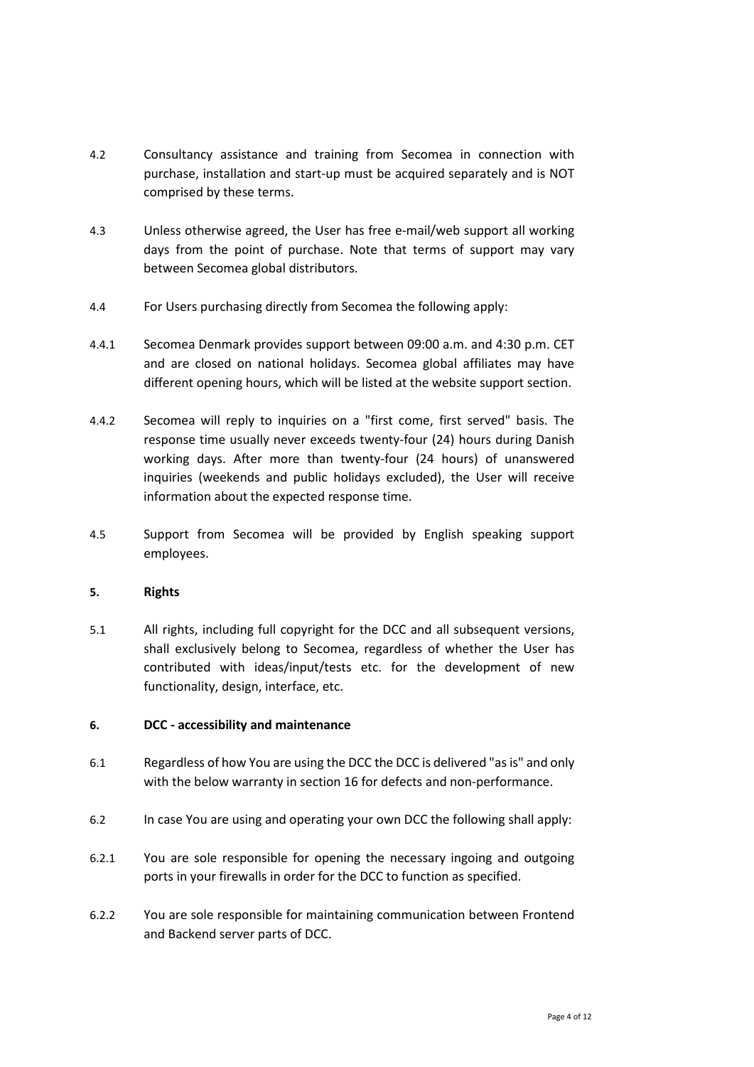4.2 Consultancy assistance and training from Secomea in connection with purchase, installation and start-up must be acquired separately and is NOT comprised by these terms.

4.3 Unless otherwise agreed, the User has free e-mail/web support all working days from the point of purchase. Note that terms of support may vary between Secomea global distributors.

4.4 For Users purchasing directly from Secomea the following apply:

4.4.1 Secomea Denmark provides support between 09:00 a.m. and 4:30 p.m. CET and are closed on national holidays. Secomea global affiliates may have different opening hours, which will be listed at the website support section.

4.4.2 Secomea will reply to inquiries on a "first come, first served" basis. The response time usually never exceeds twenty-four (24) hours during Danish working days. After more than twenty-four (24 hours) of unanswered inquiries (weekends and public holidays excluded), the User will receive information about the expected response time.

4.5 Support from Secomea will be provided by English speaking support employees.

**5. Rights**

5.1 All rights, including full copyright for the DCC and all subsequent versions, shall exclusively belong to Secomea, regardless of whether the User has contributed with ideas/input/tests etc. for the development of new functionality, design, interface, etc.

**6. DCC - accessibility and maintenance**

6.1 Regardless of how You are using the DCC the DCC is delivered "as is" and only with the below warranty in section 16 for defects and non-performance.

6.2 In case You are using and operating your own DCC the following shall apply:

6.2.1 You are sole responsible for opening the necessary ingoing and outgoing ports in your firewalls in order for the DCC to function as specified.

6.2.2 You are sole responsible for maintaining communication between Frontend and Backend server parts of DCC.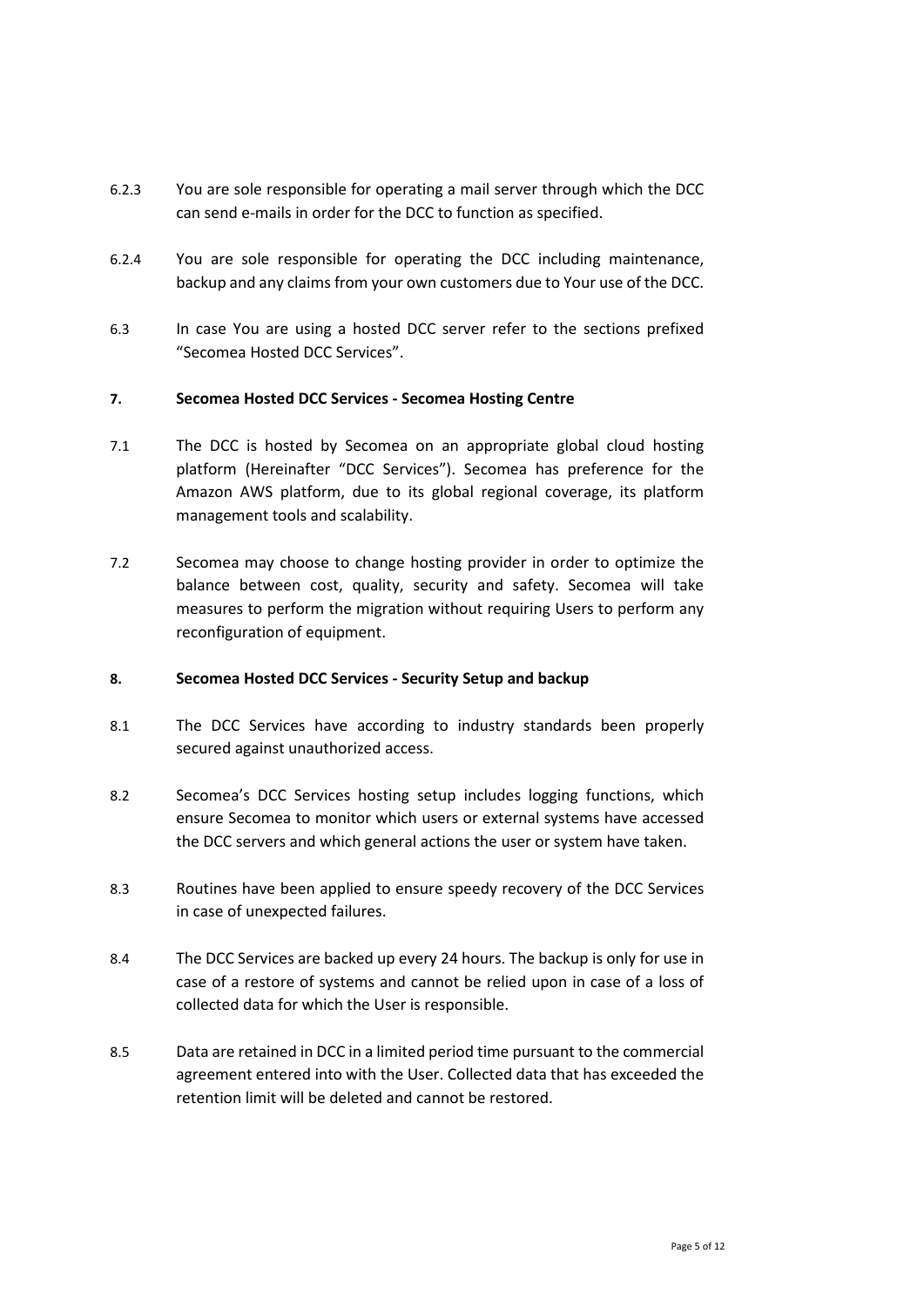6.2.3 You are sole responsible for operating a mail server through which the DCC can send e-mails in order for the DCC to function as specified.

6.2.4 You are sole responsible for operating the DCC including maintenance, backup and any claims from your own customers due to Your use of the DCC.

6.3 In case You are using a hosted DCC server refer to the sections prefixed "Secomea Hosted DCC Services".

**7. Secomea Hosted DCC Services - Secomea Hosting Centre**

7.1 The DCC is hosted by Secomea on an appropriate global cloud hosting platform (Hereinafter "DCC Services"). Secomea has preference for the Amazon AWS platform, due to its global regional coverage, its platform management tools and scalability.

7.2 Secomea may choose to change hosting provider in order to optimize the balance between cost, quality, security and safety. Secomea will take measures to perform the migration without requiring Users to perform any reconfiguration of equipment.

**8. Secomea Hosted DCC Services - Security Setup and backup**

8.1 The DCC Services have according to industry standards been properly secured against unauthorized access.

8.2 Secomea's DCC Services hosting setup includes logging functions, which ensure Secomea to monitor which users or external systems have accessed the DCC servers and which general actions the user or system have taken.

8.3 Routines have been applied to ensure speedy recovery of the DCC Services in case of unexpected failures.

8.4 The DCC Services are backed up every 24 hours. The backup is only for use in case of a restore of systems and cannot be relied upon in case of a loss of collected data for which the User is responsible.

8.5 Data are retained in DCC in a limited period time pursuant to the commercial agreement entered into with the User. Collected data that has exceeded the retention limit will be deleted and cannot be restored.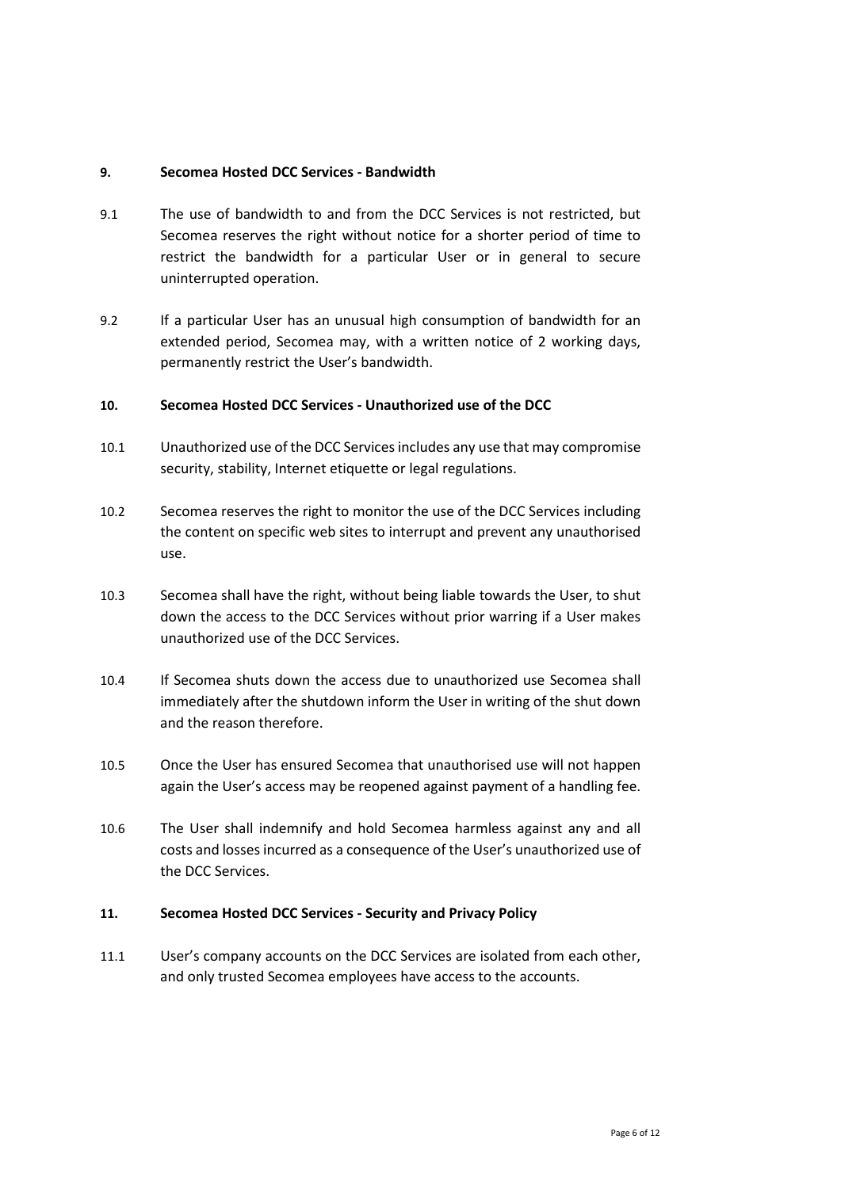## 9. Secomea Hosted DCC Services - Bandwidth

9.1 The use of bandwidth to and from the DCC Services is not restricted, but Secomea reserves the right without notice for a shorter period of time to restrict the bandwidth for a particular User or in general to secure uninterrupted operation.

9.2 If a particular User has an unusual high consumption of bandwidth for an extended period, Secomea may, with a written notice of 2 working days, permanently restrict the User's bandwidth.

## 10. Secomea Hosted DCC Services - Unauthorized use of the DCC

10.1 Unauthorized use of the DCC Services includes any use that may compromise security, stability, Internet etiquette or legal regulations.

10.2 Secomea reserves the right to monitor the use of the DCC Services including the content on specific web sites to interrupt and prevent any unauthorised use.

10.3 Secomea shall have the right, without being liable towards the User, to shut down the access to the DCC Services without prior warring if a User makes unauthorized use of the DCC Services.

10.4 If Secomea shuts down the access due to unauthorized use Secomea shall immediately after the shutdown inform the User in writing of the shut down and the reason therefore.

10.5 Once the User has ensured Secomea that unauthorised use will not happen again the User's access may be reopened against payment of a handling fee.

10.6 The User shall indemnify and hold Secomea harmless against any and all costs and losses incurred as a consequence of the User's unauthorized use of the DCC Services.

## 11. Secomea Hosted DCC Services - Security and Privacy Policy

11.1 User's company accounts on the DCC Services are isolated from each other, and only trusted Secomea employees have access to the accounts.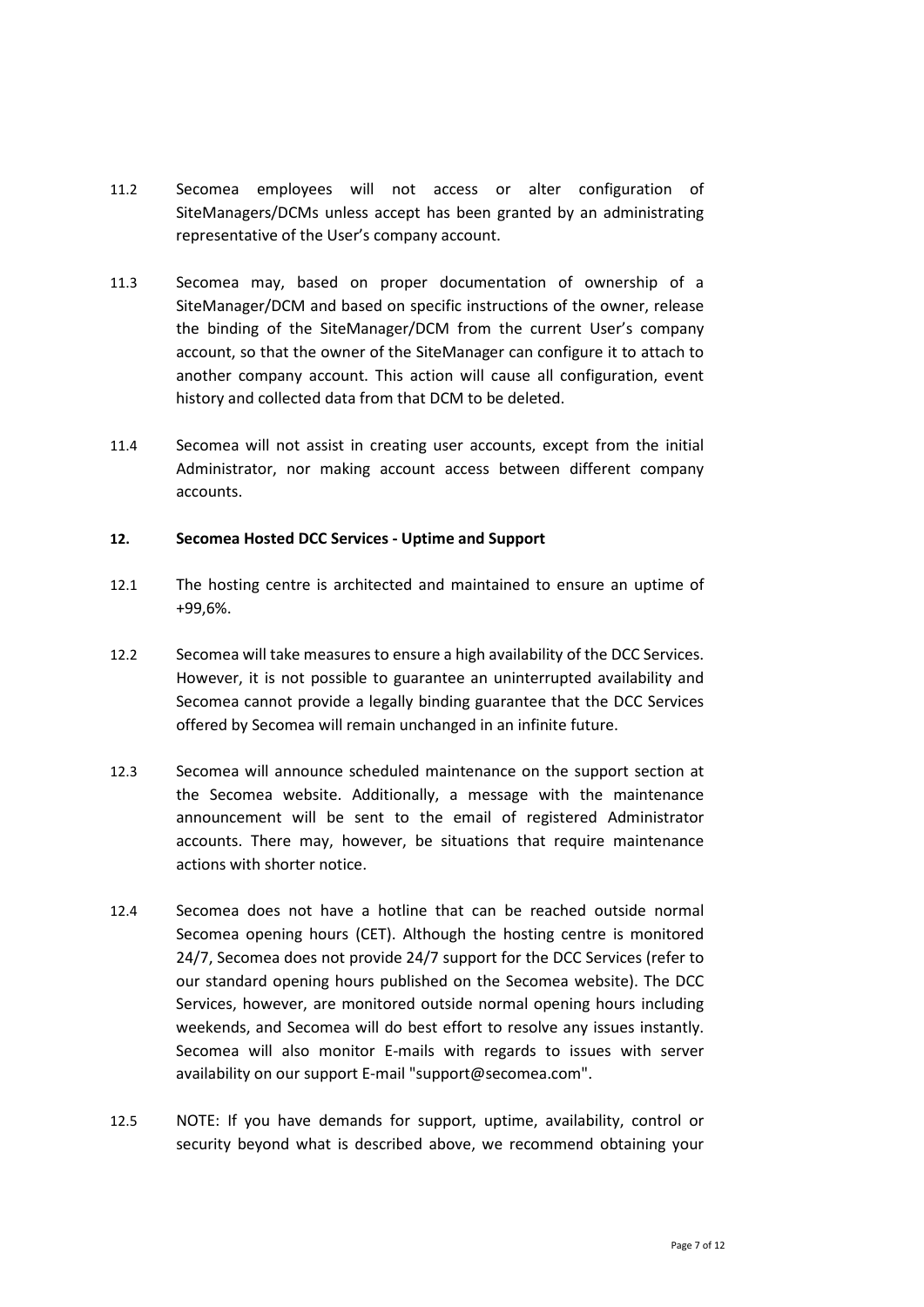11.2 Secomea employees will not access or alter configuration of SiteManagers/DCMs unless accept has been granted by an administrating representative of the User's company account.

11.3 Secomea may, based on proper documentation of ownership of a SiteManager/DCM and based on specific instructions of the owner, release the binding of the SiteManager/DCM from the current User's company account, so that the owner of the SiteManager can configure it to attach to another company account. This action will cause all configuration, event history and collected data from that DCM to be deleted.

11.4 Secomea will not assist in creating user accounts, except from the initial Administrator, nor making account access between different company accounts.

## 12. Secomea Hosted DCC Services - Uptime and Support

12.1 The hosting centre is architected and maintained to ensure an uptime of +99,6%.

12.2 Secomea will take measures to ensure a high availability of the DCC Services. However, it is not possible to guarantee an uninterrupted availability and Secomea cannot provide a legally binding guarantee that the DCC Services offered by Secomea will remain unchanged in an infinite future.

12.3 Secomea will announce scheduled maintenance on the support section at the Secomea website. Additionally, a message with the maintenance announcement will be sent to the email of registered Administrator accounts. There may, however, be situations that require maintenance actions with shorter notice.

12.4 Secomea does not have a hotline that can be reached outside normal Secomea opening hours (CET). Although the hosting centre is monitored 24/7, Secomea does not provide 24/7 support for the DCC Services (refer to our standard opening hours published on the Secomea website). The DCC Services, however, are monitored outside normal opening hours including weekends, and Secomea will do best effort to resolve any issues instantly. Secomea will also monitor E-mails with regards to issues with server availability on our support E-mail "support@secomea.com".

12.5 NOTE: If you have demands for support, uptime, availability, control or security beyond what is described above, we recommend obtaining your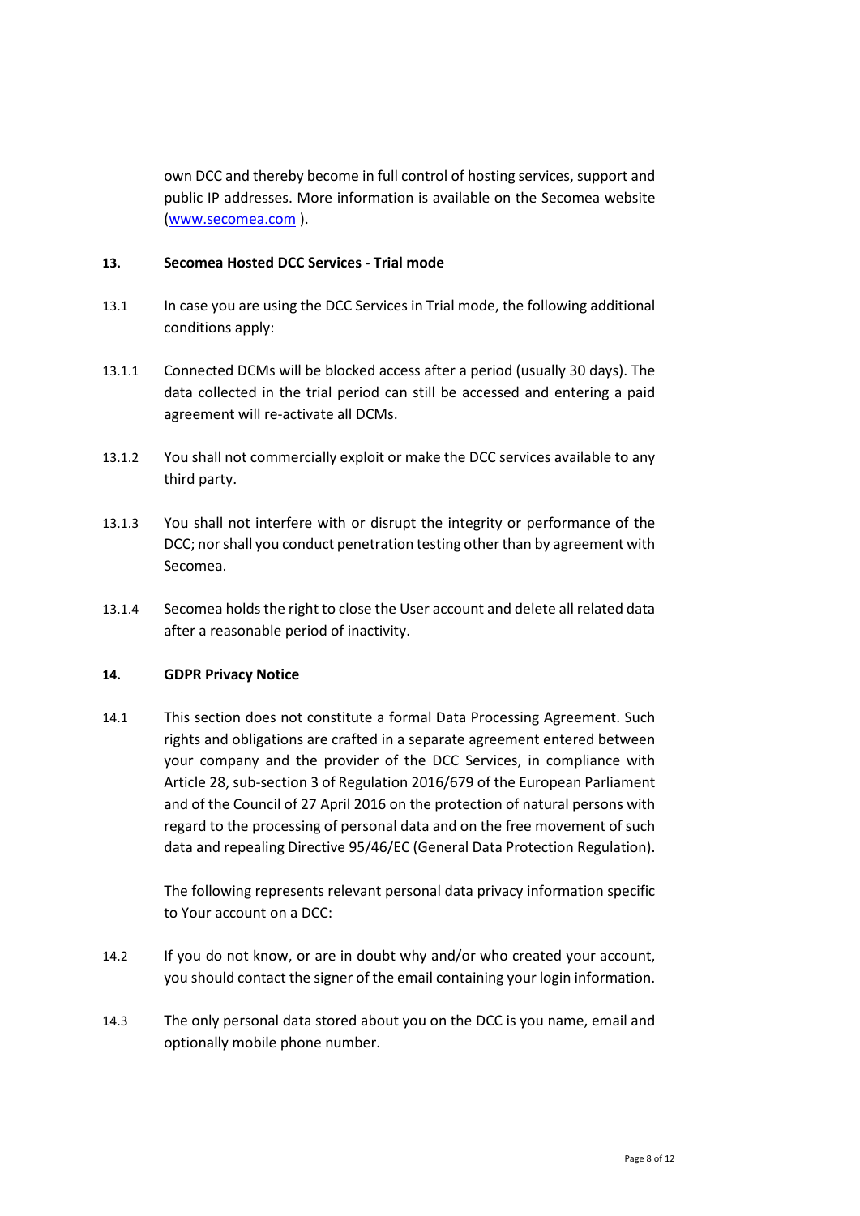own DCC and thereby become in full control of hosting services, support and public IP addresses. More information is available on the Secomea website ([www.secomea.com](http://www.secomea.com) ).

**13. Secomea Hosted DCC Services - Trial mode**

13.1 In case you are using the DCC Services in Trial mode, the following additional conditions apply:

13.1.1 Connected DCMs will be blocked access after a period (usually 30 days). The data collected in the trial period can still be accessed and entering a paid agreement will re-activate all DCMs.

13.1.2 You shall not commercially exploit or make the DCC services available to any third party.

13.1.3 You shall not interfere with or disrupt the integrity or performance of the DCC; nor shall you conduct penetration testing other than by agreement with Secomea.

13.1.4 Secomea holds the right to close the User account and delete all related data after a reasonable period of inactivity.

**14. GDPR Privacy Notice**

14.1 This section does not constitute a formal Data Processing Agreement. Such rights and obligations are crafted in a separate agreement entered between your company and the provider of the DCC Services, in compliance with Article 28, sub-section 3 of Regulation 2016/679 of the European Parliament and of the Council of 27 April 2016 on the protection of natural persons with regard to the processing of personal data and on the free movement of such data and repealing Directive 95/46/EC (General Data Protection Regulation).

The following represents relevant personal data privacy information specific to Your account on a DCC:

14.2 If you do not know, or are in doubt why and/or who created your account, you should contact the signer of the email containing your login information.

14.3 The only personal data stored about you on the DCC is you name, email and optionally mobile phone number.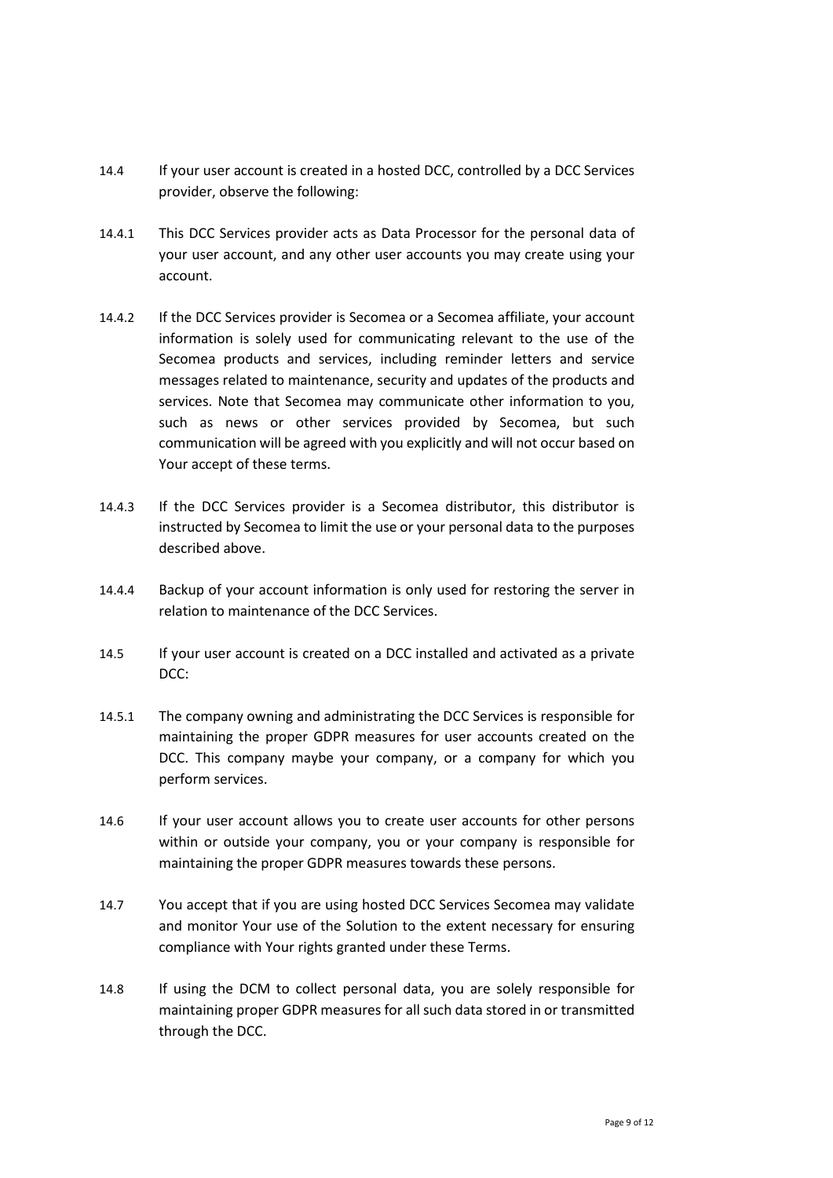14.4 If your user account is created in a hosted DCC, controlled by a DCC Services provider, observe the following:

14.4.1 This DCC Services provider acts as Data Processor for the personal data of your user account, and any other user accounts you may create using your account.

14.4.2 If the DCC Services provider is Secomea or a Secomea affiliate, your account information is solely used for communicating relevant to the use of the Secomea products and services, including reminder letters and service messages related to maintenance, security and updates of the products and services. Note that Secomea may communicate other information to you, such as news or other services provided by Secomea, but such communication will be agreed with you explicitly and will not occur based on Your accept of these terms.

14.4.3 If the DCC Services provider is a Secomea distributor, this distributor is instructed by Secomea to limit the use or your personal data to the purposes described above.

14.4.4 Backup of your account information is only used for restoring the server in relation to maintenance of the DCC Services.

14.5 If your user account is created on a DCC installed and activated as a private DCC:

14.5.1 The company owning and administrating the DCC Services is responsible for maintaining the proper GDPR measures for user accounts created on the DCC. This company maybe your company, or a company for which you perform services.

14.6 If your user account allows you to create user accounts for other persons within or outside your company, you or your company is responsible for maintaining the proper GDPR measures towards these persons.

14.7 You accept that if you are using hosted DCC Services Secomea may validate and monitor Your use of the Solution to the extent necessary for ensuring compliance with Your rights granted under these Terms.

14.8 If using the DCM to collect personal data, you are solely responsible for maintaining proper GDPR measures for all such data stored in or transmitted through the DCC.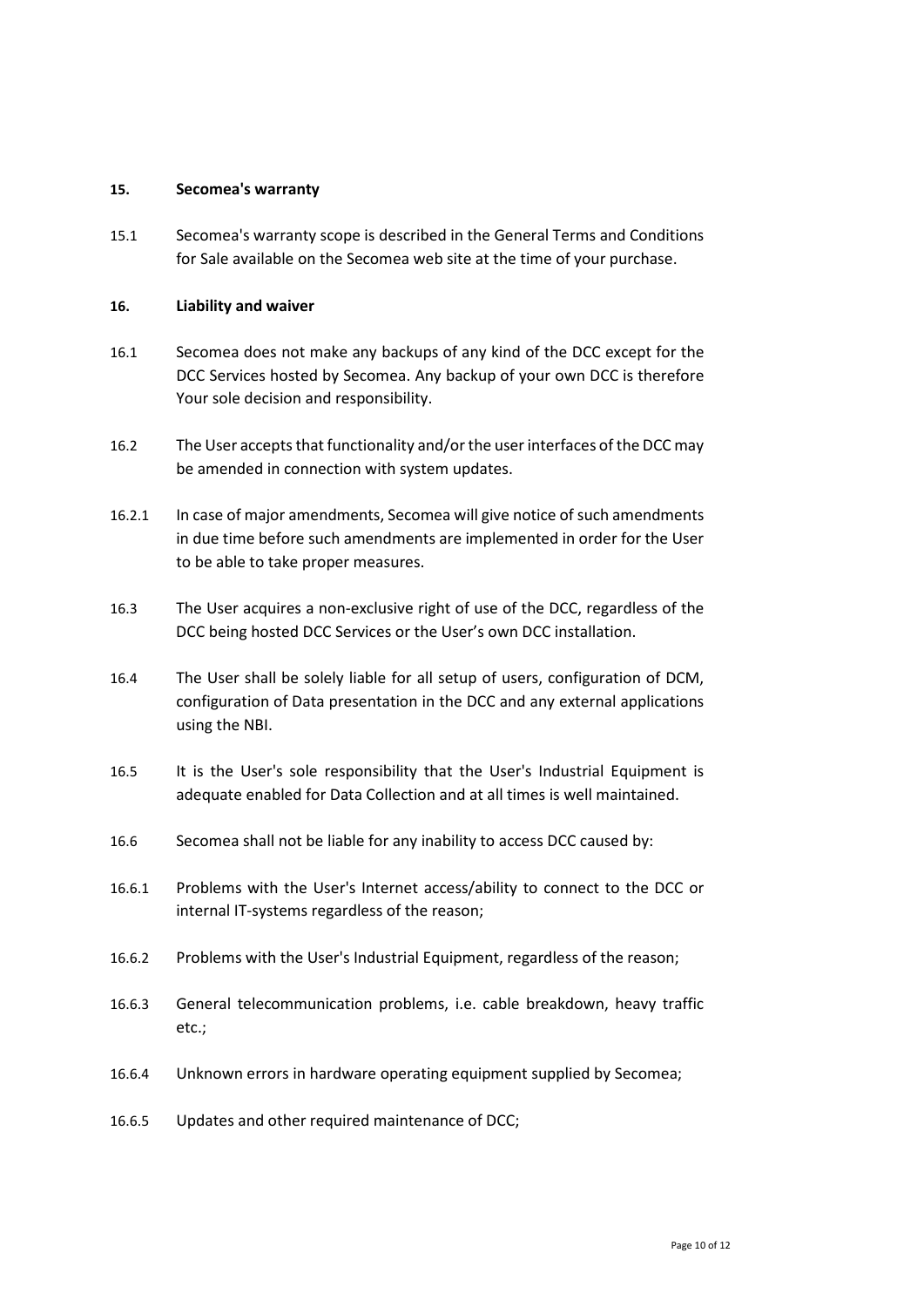## 15. Secomea's warranty

15.1 Secomea's warranty scope is described in the General Terms and Conditions for Sale available on the Secomea web site at the time of your purchase.

## 16. Liability and waiver

16.1 Secomea does not make any backups of any kind of the DCC except for the DCC Services hosted by Secomea. Any backup of your own DCC is therefore Your sole decision and responsibility.

16.2 The User accepts that functionality and/or the user interfaces of the DCC may be amended in connection with system updates.

16.2.1 In case of major amendments, Secomea will give notice of such amendments in due time before such amendments are implemented in order for the User to be able to take proper measures.

16.3 The User acquires a non-exclusive right of use of the DCC, regardless of the DCC being hosted DCC Services or the User's own DCC installation.

16.4 The User shall be solely liable for all setup of users, configuration of DCM, configuration of Data presentation in the DCC and any external applications using the NBI.

16.5 It is the User's sole responsibility that the User's Industrial Equipment is adequate enabled for Data Collection and at all times is well maintained.

16.6 Secomea shall not be liable for any inability to access DCC caused by:

16.6.1 Problems with the User's Internet access/ability to connect to the DCC or internal IT-systems regardless of the reason;

16.6.2 Problems with the User's Industrial Equipment, regardless of the reason;

16.6.3 General telecommunication problems, i.e. cable breakdown, heavy traffic etc.;

16.6.4 Unknown errors in hardware operating equipment supplied by Secomea;

16.6.5 Updates and other required maintenance of DCC;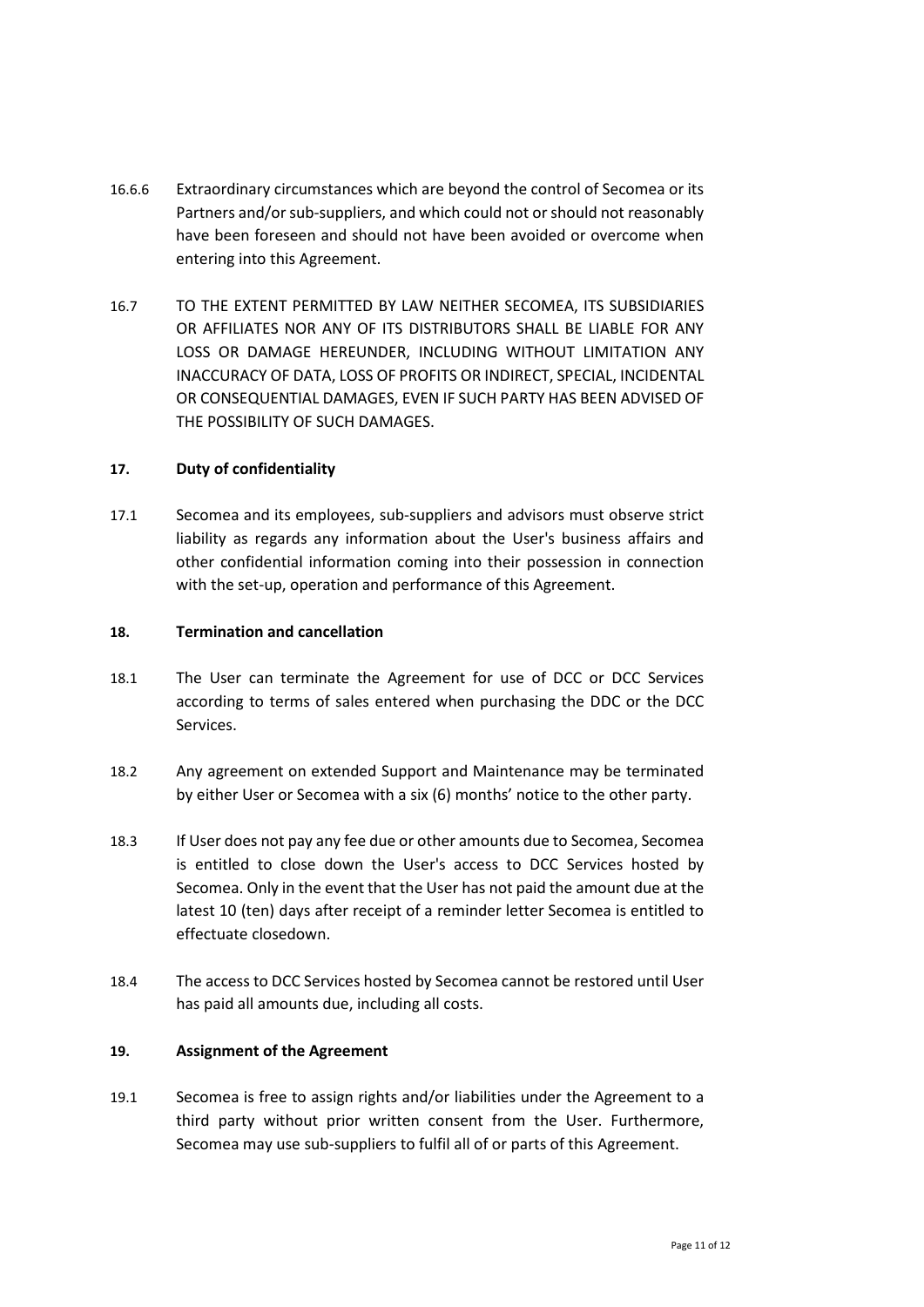16.6.6 Extraordinary circumstances which are beyond the control of Secomea or its Partners and/or sub-suppliers, and which could not or should not reasonably have been foreseen and should not have been avoided or overcome when entering into this Agreement.

16.7 TO THE EXTENT PERMITTED BY LAW NEITHER SECOMEA, ITS SUBSIDIARIES OR AFFILIATES NOR ANY OF ITS DISTRIBUTORS SHALL BE LIABLE FOR ANY LOSS OR DAMAGE HEREUNDER, INCLUDING WITHOUT LIMITATION ANY INACCURACY OF DATA, LOSS OF PROFITS OR INDIRECT, SPECIAL, INCIDENTAL OR CONSEQUENTIAL DAMAGES, EVEN IF SUCH PARTY HAS BEEN ADVISED OF THE POSSIBILITY OF SUCH DAMAGES.

## 17. Duty of confidentiality

17.1 Secomea and its employees, sub-suppliers and advisors must observe strict liability as regards any information about the User's business affairs and other confidential information coming into their possession in connection with the set-up, operation and performance of this Agreement.

## 18. Termination and cancellation

18.1 The User can terminate the Agreement for use of DCC or DCC Services according to terms of sales entered when purchasing the DDC or the DCC Services.

18.2 Any agreement on extended Support and Maintenance may be terminated by either User or Secomea with a six (6) months' notice to the other party.

18.3 If User does not pay any fee due or other amounts due to Secomea, Secomea is entitled to close down the User's access to DCC Services hosted by Secomea. Only in the event that the User has not paid the amount due at the latest 10 (ten) days after receipt of a reminder letter Secomea is entitled to effectuate closedown.

18.4 The access to DCC Services hosted by Secomea cannot be restored until User has paid all amounts due, including all costs.

## 19. Assignment of the Agreement

19.1 Secomea is free to assign rights and/or liabilities under the Agreement to a third party without prior written consent from the User. Furthermore, Secomea may use sub-suppliers to fulfil all of or parts of this Agreement.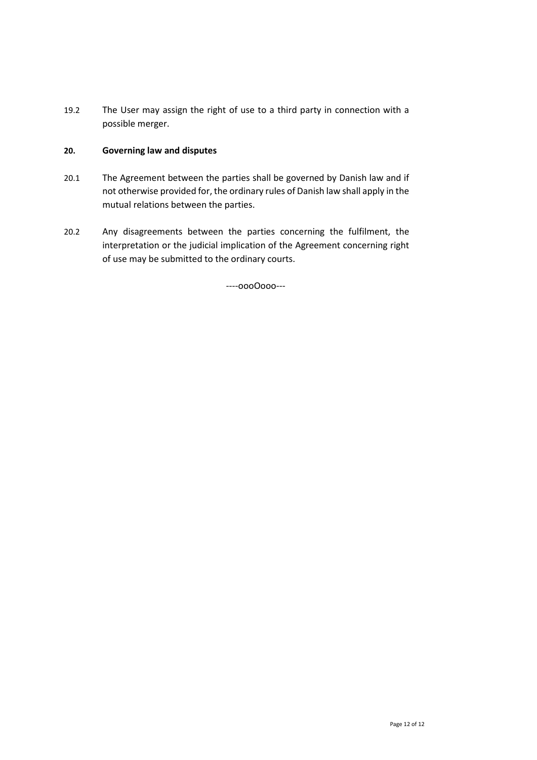19.2 The User may assign the right of use to a third party in connection with a possible merger.

## 20. Governing law and disputes

20.1 The Agreement between the parties shall be governed by Danish law and if not otherwise provided for, the ordinary rules of Danish law shall apply in the mutual relations between the parties.

20.2 Any disagreements between the parties concerning the fulfilment, the interpretation or the judicial implication of the Agreement concerning right of use may be submitted to the ordinary courts.

----oooOooo---